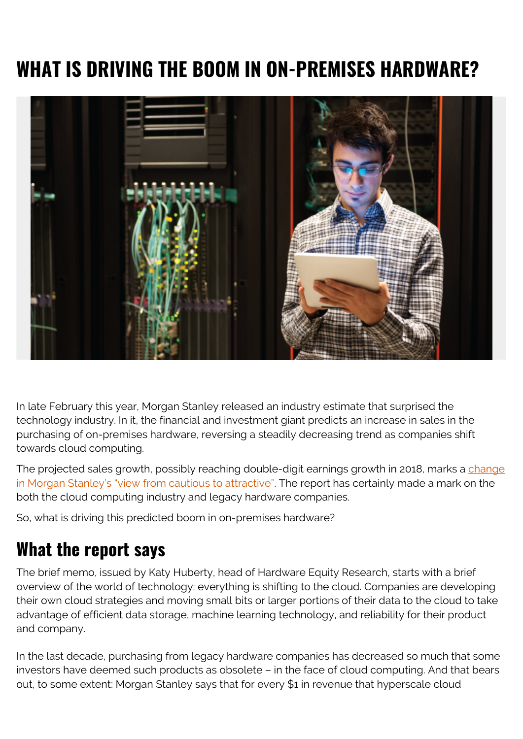# WHAT IS DRIVING THE BOOM IN ON-PREMISES HARDWARE?

In late February this year, Morgan Stanley released an industry estimate that surprised the technology industry. In it, the financial and investment giant predicts an increase in sales in the purchasing of on-premises hardware, reversing a steadily decreasing trend as companies shift towards cloud computing.

The projected sales growth, possibly reaching double-digit earnings growth in 2018, marks a change in Morgan Stanley's "view from cautious to attractive". The report has certainly made a mark on the both the cloud computing industry and legacy hardware companies.

So, what is driving this predicted boom in on-premises hardware?

## What the report says

The brief memo, issued by Katy Huberty, head of Hardware Equity Research, starts with a brief overview of the world of technology: everything is shifting to the cloud. Companies are developing their own cloud strategies and moving small bits or larger portions of their data to the cloud to take advantage of efficient data storage, machine learning technology, and reliability for their product and company.

In the last decade, purchasing from legacy hardware companies has decreased so much that some investors have deemed such products as obsolete – in the face of cloud computing. And that bears out, to some extent: Morgan Stanley says that for every $1 in revenue that hyperscale cloud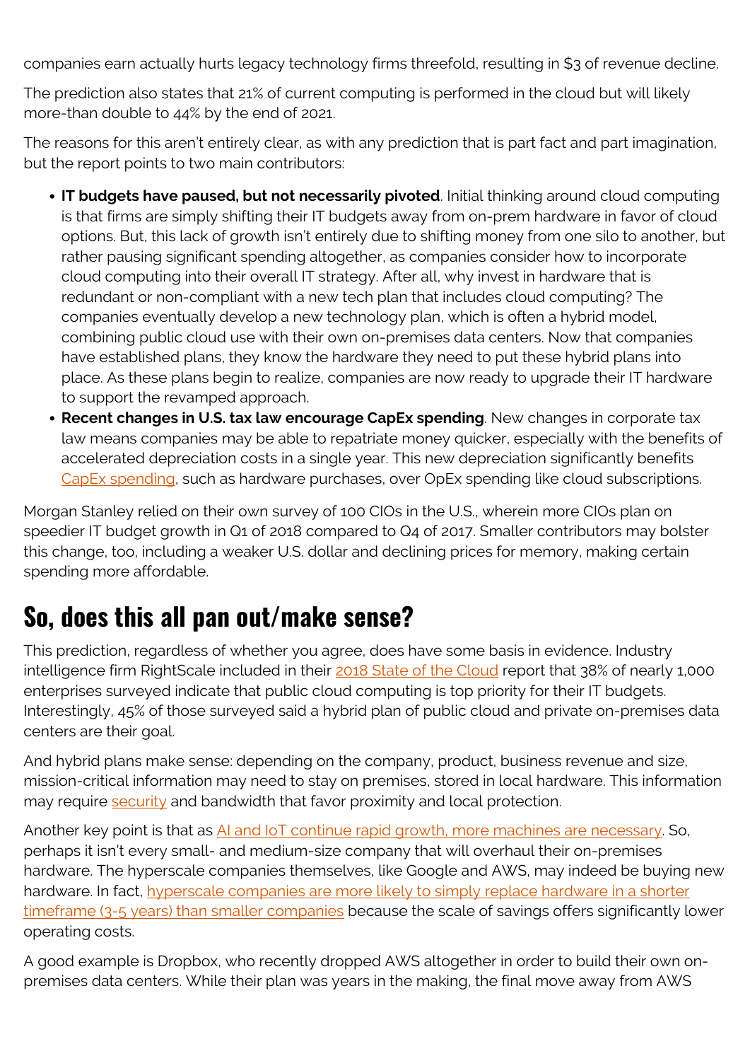companies earn actually hurts legacy technology firms threefold, resulting in $3 of revenue decline.

The prediction also states that 21% of current computing is performed in the cloud but will likely more-than double to 44% by the end of 2021.

The reasons for this aren't entirely clear, as with any prediction that is part fact and part imagination, but the report points to two main contributors:

- **IT budgets have paused, but not necessarily pivoted**. Initial thinking around cloud computing is that firms are simply shifting their IT budgets away from on-prem hardware in favor of cloud options. But, this lack of growth isn't entirely due to shifting money from one silo to another, but rather pausing significant spending altogether, as companies consider how to incorporate cloud computing into their overall IT strategy. After all, why invest in hardware that is redundant or non-compliant with a new tech plan that includes cloud computing? The companies eventually develop a new technology plan, which is often a hybrid model, combining public cloud use with their own on-premises data centers. Now that companies have established plans, they know the hardware they need to put these hybrid plans into place. As these plans begin to realize, companies are now ready to upgrade their IT hardware to support the revamped approach.
- **Recent changes in U.S. tax law encourage CapEx spending**. New changes in corporate tax law means companies may be able to repatriate money quicker, especially with the benefits of accelerated depreciation costs in a single year. This new depreciation significantly benefits CapEx spending, such as hardware purchases, over OpEx spending like cloud subscriptions.

Morgan Stanley relied on their own survey of 100 CIOs in the U.S., wherein more CIOs plan on speedier IT budget growth in Q1 of 2018 compared to Q4 of 2017. Smaller contributors may bolster this change, too, including a weaker U.S. dollar and declining prices for memory, making certain spending more affordable.

## So, does this all pan out/make sense?

This prediction, regardless of whether you agree, does have some basis in evidence. Industry intelligence firm RightScale included in their 2018 State of the Cloud report that 38% of nearly 1,000 enterprises surveyed indicate that public cloud computing is top priority for their IT budgets. Interestingly, 45% of those surveyed said a hybrid plan of public cloud and private on-premises data centers are their goal.

And hybrid plans make sense: depending on the company, product, business revenue and size, mission-critical information may need to stay on premises, stored in local hardware. This information may require security and bandwidth that favor proximity and local protection.

Another key point is that as AI and IoT continue rapid growth, more machines are necessary. So, perhaps it isn't every small- and medium-size company that will overhaul their on-premises hardware. The hyperscale companies themselves, like Google and AWS, may indeed be buying new hardware. In fact, hyperscale companies are more likely to simply replace hardware in a shorter timeframe (3-5 years) than smaller companies because the scale of savings offers significantly lower operating costs.

A good example is Dropbox, who recently dropped AWS altogether in order to build their own on-premises data centers. While their plan was years in the making, the final move away from AWS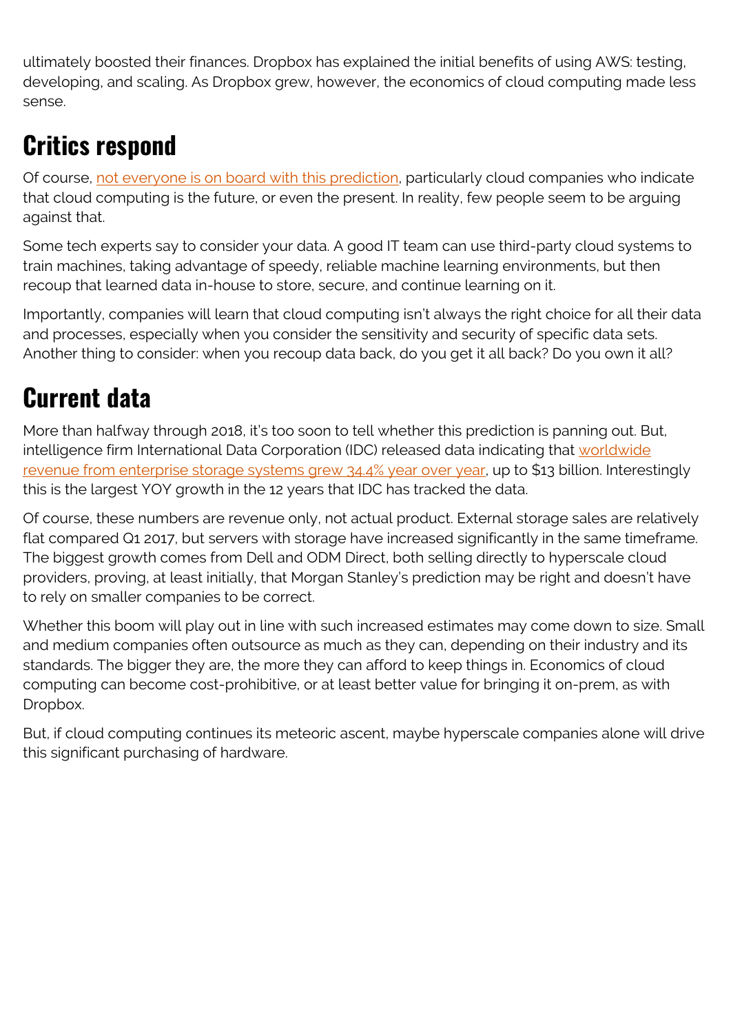ultimately boosted their finances. Dropbox has explained the initial benefits of using AWS: testing, developing, and scaling. As Dropbox grew, however, the economics of cloud computing made less sense.

## Critics respond

Of course, not everyone is on board with this prediction, particularly cloud companies who indicate that cloud computing is the future, or even the present. In reality, few people seem to be arguing against that.

Some tech experts say to consider your data. A good IT team can use third-party cloud systems to train machines, taking advantage of speedy, reliable machine learning environments, but then recoup that learned data in-house to store, secure, and continue learning on it.

Importantly, companies will learn that cloud computing isn't always the right choice for all their data and processes, especially when you consider the sensitivity and security of specific data sets. Another thing to consider: when you recoup data back, do you get it all back? Do you own it all?

## Current data

More than halfway through 2018, it's too soon to tell whether this prediction is panning out. But, intelligence firm International Data Corporation (IDC) released data indicating that worldwide revenue from enterprise storage systems grew 34.4% year over year, up to $13 billion. Interestingly this is the largest YOY growth in the 12 years that IDC has tracked the data.

Of course, these numbers are revenue only, not actual product. External storage sales are relatively flat compared Q1 2017, but servers with storage have increased significantly in the same timeframe. The biggest growth comes from Dell and ODM Direct, both selling directly to hyperscale cloud providers, proving, at least initially, that Morgan Stanley's prediction may be right and doesn't have to rely on smaller companies to be correct.

Whether this boom will play out in line with such increased estimates may come down to size. Small and medium companies often outsource as much as they can, depending on their industry and its standards. The bigger they are, the more they can afford to keep things in. Economics of cloud computing can become cost-prohibitive, or at least better value for bringing it on-prem, as with Dropbox.

But, if cloud computing continues its meteoric ascent, maybe hyperscale companies alone will drive this significant purchasing of hardware.